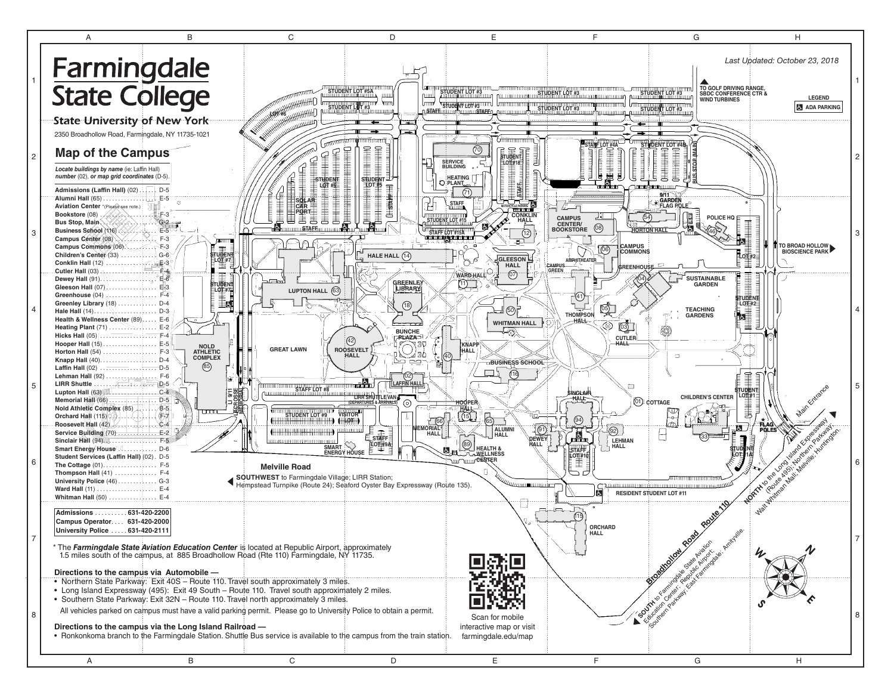# Farmingdale State College

State University of New York

2350 Broadhollow Road, Farmingdale, NY 11735-1021

*Last Updated: October 23, 2018*

## Map of the Campus

*Locate buildings by name (ie: Laffin Hall) number (02), or map grid coordinates (D-5).*

- Admissions (Laffin Hall) (02) ....... D-5
- Alumni Hall (65) ....... E-5
- Aviation Center *(Please see note.)
- Bookstore (08) ....... F-3
- Bus Stop, Main ....... G-2
- Business School (116) ....... E-5
- Campus Center (08) ....... F-3
- Campus Commons (06) ....... F-3
- Children's Center (33) ....... G-6
- Conklin Hall (12) ....... E-3
- Cutler Hall (03) ....... F-4
- Dewey Hall (91) ....... E-6
- Gleeson Hall (07) ....... E-3
- Greenhouse (04) ....... F-4
- Greenley Library (18) ....... D-4
- Hale Hall (14) ....... D-3
- Health & Wellness Center (89) ....... E-6
- Heating Plant (71) ....... E-2
- Hicks Hall (05) ....... F-4
- Hooper Hall (15) ....... E-5
- Horton Hall (54) ....... F-3
- Knapp Hall (40) ....... D-4
- Laffin Hall (02) ....... D-5
- Lehman Hall (92) ....... F-6
- LIRR Shuttle ....... D-5
- Lupton Hall (63) ....... C-4
- Memorial Hall (66) ....... D-5
- Nold Athletic Complex (85) ....... B-5
- Orchard Hall (115) ....... F-7
- Roosevelt Hall (42) ....... C-4
- Service Building (70) ....... E-2
- Sinclair Hall (94) ....... F-5
- Smart Energy House ....... D-6
- Student Services (Laffin Hall) (02) ....... D-5
- The Cottage (01) ....... F-5
- Thompson Hall (41) ....... F-4
- University Police (46) ....... G-3
- Ward Hall (11) ....... E-4
- Whitman Hall (50) ....... E-4

| | |
|---|---|
| **Admissions** | **631-420-2200** |
| **Campus Operator** | **631-420-2000** |
| **University Police** | **631-420-2111** |

\* The ***Farmingdale State Aviation Education Center*** is located at Republic Airport, approximately 1.5 miles south of the campus, at 885 Broadhollow Road (Rte 110) Farmingdale, NY 11735.

**Directions to the campus via Automobile —**

- Northern State Parkway: Exit 40S – Route 110. Travel south approximately 3 miles.
- Long Island Expressway (495): Exit 49 South – Route 110. Travel south approximately 2 miles.
- Southern State Parkway: Exit 32N – Route 110. Travel north approximately 3 miles.

All vehicles parked on campus must have a valid parking permit. Please go to University Police to obtain a permit.

**Directions to the campus via the Long Island Railroad —**

- Ronkonkoma branch to the Farmingdale Station. Shuttle Bus service is available to the campus from the train station.

Scan for mobile interactive map or visit farmingdale.edu/map

**Melville Road**

**SOUTHWEST** to Farmingdale Village; LIRR Station; Hempstead Turnpike (Route 24); Seaford Oyster Bay Expressway (Route 135).

**Broadhollow Road Route 110**

**SOUTH** to Farmingdale State Aviation Education Center; Republic Airport; Southern Parkway; East Farmingdale; Amityville.

**NORTH** to the Long Island Expressway (Route 495); Northern Parkway; Walt Whitman Mall; Melville; Huntington.

Main Entrance

TO GOLF DRIVING RANGE, SBDC CONFERENCE CTR & WIND TURBINES

TO BROAD HOLLOW BIOSCIENCE PARK

LEGEND: ADA PARKING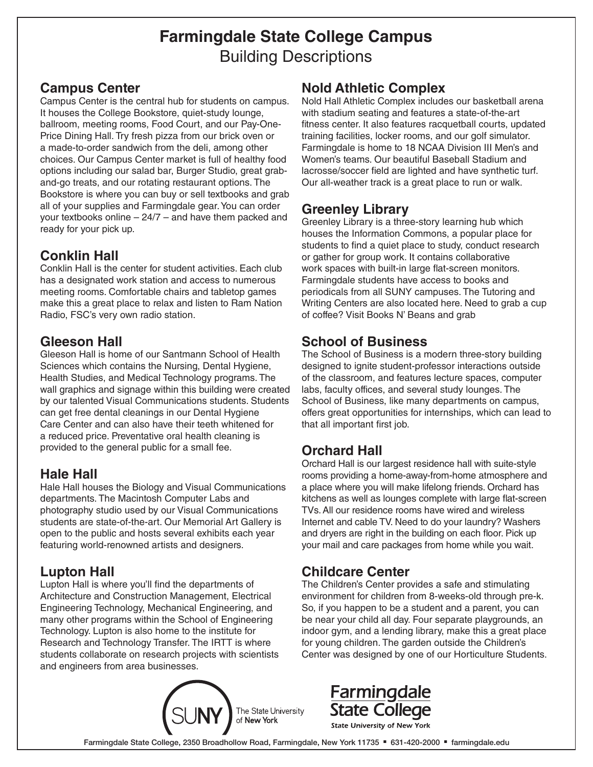# Farmingdale State College Campus
## Building Descriptions

### Campus Center

Campus Center is the central hub for students on campus. It houses the College Bookstore, quiet-study lounge, ballroom, meeting rooms, Food Court, and our Pay-One-Price Dining Hall. Try fresh pizza from our brick oven or a made-to-order sandwich from the deli, among other choices. Our Campus Center market is full of healthy food options including our salad bar, Burger Studio, great grab-and-go treats, and our rotating restaurant options. The Bookstore is where you can buy or sell textbooks and grab all of your supplies and Farmingdale gear. You can order your textbooks online – 24/7 – and have them packed and ready for your pick up.

### Conklin Hall

Conklin Hall is the center for student activities. Each club has a designated work station and access to numerous meeting rooms. Comfortable chairs and tabletop games make this a great place to relax and listen to Ram Nation Radio, FSC's very own radio station.

### Gleeson Hall

Gleeson Hall is home of our Santmann School of Health Sciences which contains the Nursing, Dental Hygiene, Health Studies, and Medical Technology programs. The wall graphics and signage within this building were created by our talented Visual Communications students. Students can get free dental cleanings in our Dental Hygiene Care Center and can also have their teeth whitened for a reduced price. Preventative oral health cleaning is provided to the general public for a small fee.

### Hale Hall

Hale Hall houses the Biology and Visual Communications departments. The Macintosh Computer Labs and photography studio used by our Visual Communications students are state-of-the-art. Our Memorial Art Gallery is open to the public and hosts several exhibits each year featuring world-renowned artists and designers.

### Lupton Hall

Lupton Hall is where you'll find the departments of Architecture and Construction Management, Electrical Engineering Technology, Mechanical Engineering, and many other programs within the School of Engineering Technology. Lupton is also home to the institute for Research and Technology Transfer. The IRTT is where students collaborate on research projects with scientists and engineers from area businesses.

### Nold Athletic Complex

Nold Hall Athletic Complex includes our basketball arena with stadium seating and features a state-of-the-art fitness center. It also features racquetball courts, updated training facilities, locker rooms, and our golf simulator. Farmingdale is home to 18 NCAA Division III Men's and Women's teams. Our beautiful Baseball Stadium and lacrosse/soccer field are lighted and have synthetic turf. Our all-weather track is a great place to run or walk.

### Greenley Library

Greenley Library is a three-story learning hub which houses the Information Commons, a popular place for students to find a quiet place to study, conduct research or gather for group work. It contains collaborative work spaces with built-in large flat-screen monitors. Farmingdale students have access to books and periodicals from all SUNY campuses. The Tutoring and Writing Centers are also located here. Need to grab a cup of coffee? Visit Books N' Beans and grab

### School of Business

The School of Business is a modern three-story building designed to ignite student-professor interactions outside of the classroom, and features lecture spaces, computer labs, faculty offices, and several study lounges. The School of Business, like many departments on campus, offers great opportunities for internships, which can lead to that all important first job.

### Orchard Hall

Orchard Hall is our largest residence hall with suite-style rooms providing a home-away-from-home atmosphere and a place where you will make lifelong friends. Orchard has kitchens as well as lounges complete with large flat-screen TVs. All our residence rooms have wired and wireless Internet and cable TV. Need to do your laundry? Washers and dryers are right in the building on each floor. Pick up your mail and care packages from home while you wait.

### Childcare Center

The Children's Center provides a safe and stimulating environment for children from 8-weeks-old through pre-k. So, if you happen to be a student and a parent, you can be near your child all day. Four separate playgrounds, an indoor gym, and a lending library, make this a great place for young children. The garden outside the Children's Center was designed by one of our Horticulture Students.

SUNY The State University of New York

Farmingdale State College
State University of New York

Farmingdale State College, 2350 Broadhollow Road, Farmingdale, New York 11735 ▪ 631-420-2000 ▪ farmingdale.edu